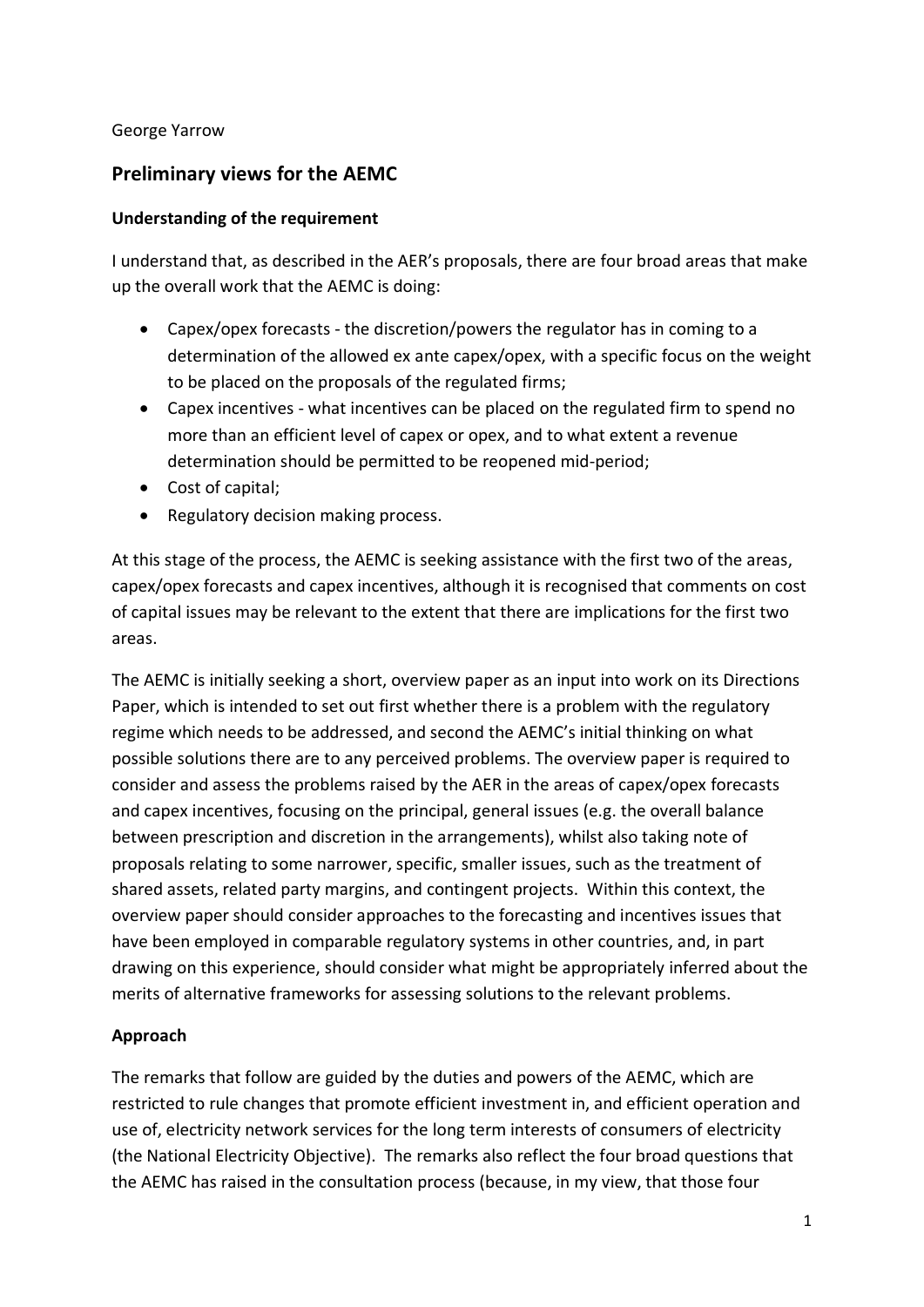George Yarrow

## Preliminary views for the AEMC

### Understanding of the requirement

I understand that, as described in the AER's proposals, there are four broad areas that make up the overall work that the AEMC is doing:

- Capex/opex forecasts - the discretion/powers the regulator has in coming to a determination of the allowed ex ante capex/opex, with a specific focus on the weight to be placed on the proposals of the regulated firms;
- Capex incentives - what incentives can be placed on the regulated firm to spend no more than an efficient level of capex or opex, and to what extent a revenue determination should be permitted to be reopened mid-period;
- Cost of capital;
- Regulatory decision making process.

At this stage of the process, the AEMC is seeking assistance with the first two of the areas, capex/opex forecasts and capex incentives, although it is recognised that comments on cost of capital issues may be relevant to the extent that there are implications for the first two areas.

The AEMC is initially seeking a short, overview paper as an input into work on its Directions Paper, which is intended to set out first whether there is a problem with the regulatory regime which needs to be addressed, and second the AEMC's initial thinking on what possible solutions there are to any perceived problems. The overview paper is required to consider and assess the problems raised by the AER in the areas of capex/opex forecasts and capex incentives, focusing on the principal, general issues (e.g. the overall balance between prescription and discretion in the arrangements), whilst also taking note of proposals relating to some narrower, specific, smaller issues, such as the treatment of shared assets, related party margins, and contingent projects. Within this context, the overview paper should consider approaches to the forecasting and incentives issues that have been employed in comparable regulatory systems in other countries, and, in part drawing on this experience, should consider what might be appropriately inferred about the merits of alternative frameworks for assessing solutions to the relevant problems.

### Approach

The remarks that follow are guided by the duties and powers of the AEMC, which are restricted to rule changes that promote efficient investment in, and efficient operation and use of, electricity network services for the long term interests of consumers of electricity (the National Electricity Objective). The remarks also reflect the four broad questions that the AEMC has raised in the consultation process (because, in my view, that those four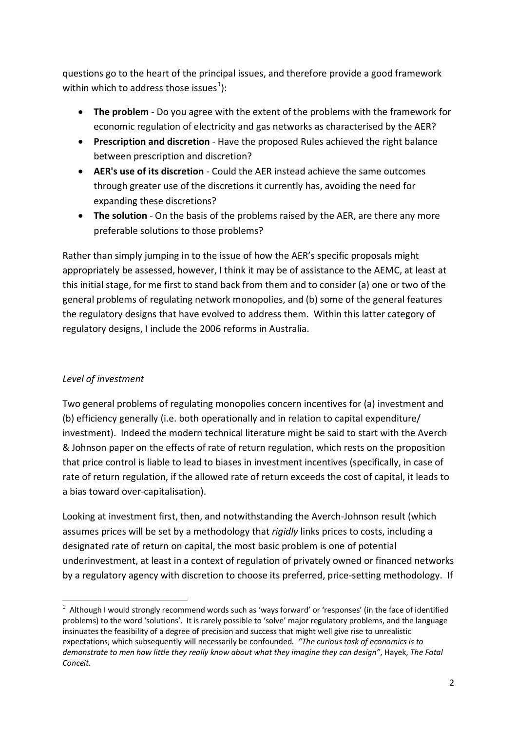questions go to the heart of the principal issues, and therefore provide a good framework within which to address those issues[1]):

- **The problem** - Do you agree with the extent of the problems with the framework for economic regulation of electricity and gas networks as characterised by the AER?
- **Prescription and discretion** - Have the proposed Rules achieved the right balance between prescription and discretion?
- **AER's use of its discretion** - Could the AER instead achieve the same outcomes through greater use of the discretions it currently has, avoiding the need for expanding these discretions?
- **The solution** - On the basis of the problems raised by the AER, are there any more preferable solutions to those problems?

Rather than simply jumping in to the issue of how the AER's specific proposals might appropriately be assessed, however, I think it may be of assistance to the AEMC, at least at this initial stage, for me first to stand back from them and to consider (a) one or two of the general problems of regulating network monopolies, and (b) some of the general features the regulatory designs that have evolved to address them. Within this latter category of regulatory designs, I include the 2006 reforms in Australia.

*Level of investment*

Two general problems of regulating monopolies concern incentives for (a) investment and (b) efficiency generally (i.e. both operationally and in relation to capital expenditure/ investment). Indeed the modern technical literature might be said to start with the Averch & Johnson paper on the effects of rate of return regulation, which rests on the proposition that price control is liable to lead to biases in investment incentives (specifically, in case of rate of return regulation, if the allowed rate of return exceeds the cost of capital, it leads to a bias toward over-capitalisation).

Looking at investment first, then, and notwithstanding the Averch-Johnson result (which assumes prices will be set by a methodology that *rigidly* links prices to costs, including a designated rate of return on capital, the most basic problem is one of potential underinvestment, at least in a context of regulation of privately owned or financed networks by a regulatory agency with discretion to choose its preferred, price-setting methodology. If

[1] Although I would strongly recommend words such as 'ways forward' or 'responses' (in the face of identified problems) to the word 'solutions'. It is rarely possible to 'solve' major regulatory problems, and the language insinuates the feasibility of a degree of precision and success that might well give rise to unrealistic expectations, which subsequently will necessarily be confounded. *"The curious task of economics is to demonstrate to men how little they really know about what they imagine they can design"*, Hayek, *The Fatal Conceit.*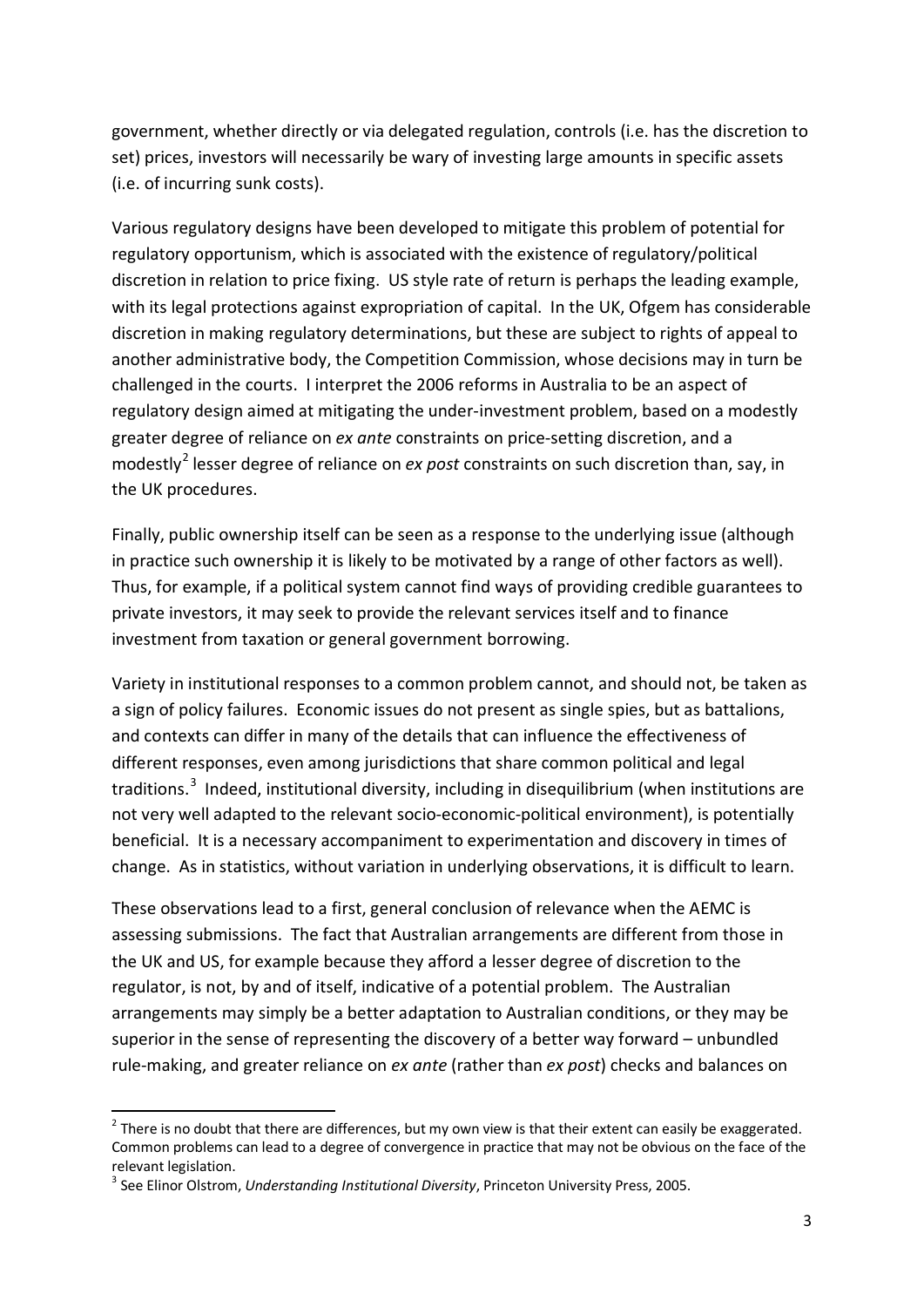government, whether directly or via delegated regulation, controls (i.e. has the discretion to set) prices, investors will necessarily be wary of investing large amounts in specific assets (i.e. of incurring sunk costs).

Various regulatory designs have been developed to mitigate this problem of potential for regulatory opportunism, which is associated with the existence of regulatory/political discretion in relation to price fixing. US style rate of return is perhaps the leading example, with its legal protections against expropriation of capital. In the UK, Ofgem has considerable discretion in making regulatory determinations, but these are subject to rights of appeal to another administrative body, the Competition Commission, whose decisions may in turn be challenged in the courts. I interpret the 2006 reforms in Australia to be an aspect of regulatory design aimed at mitigating the under-investment problem, based on a modestly greater degree of reliance on *ex ante* constraints on price-setting discretion, and a modestly[2] lesser degree of reliance on *ex post* constraints on such discretion than, say, in the UK procedures.

Finally, public ownership itself can be seen as a response to the underlying issue (although in practice such ownership it is likely to be motivated by a range of other factors as well). Thus, for example, if a political system cannot find ways of providing credible guarantees to private investors, it may seek to provide the relevant services itself and to finance investment from taxation or general government borrowing.

Variety in institutional responses to a common problem cannot, and should not, be taken as a sign of policy failures. Economic issues do not present as single spies, but as battalions, and contexts can differ in many of the details that can influence the effectiveness of different responses, even among jurisdictions that share common political and legal traditions.[3] Indeed, institutional diversity, including in disequilibrium (when institutions are not very well adapted to the relevant socio-economic-political environment), is potentially beneficial. It is a necessary accompaniment to experimentation and discovery in times of change. As in statistics, without variation in underlying observations, it is difficult to learn.

These observations lead to a first, general conclusion of relevance when the AEMC is assessing submissions. The fact that Australian arrangements are different from those in the UK and US, for example because they afford a lesser degree of discretion to the regulator, is not, by and of itself, indicative of a potential problem. The Australian arrangements may simply be a better adaptation to Australian conditions, or they may be superior in the sense of representing the discovery of a better way forward – unbundled rule-making, and greater reliance on *ex ante* (rather than *ex post*) checks and balances on

---

[2] There is no doubt that there are differences, but my own view is that their extent can easily be exaggerated. Common problems can lead to a degree of convergence in practice that may not be obvious on the face of the relevant legislation.

[3] See Elinor Olstrom, *Understanding Institutional Diversity*, Princeton University Press, 2005.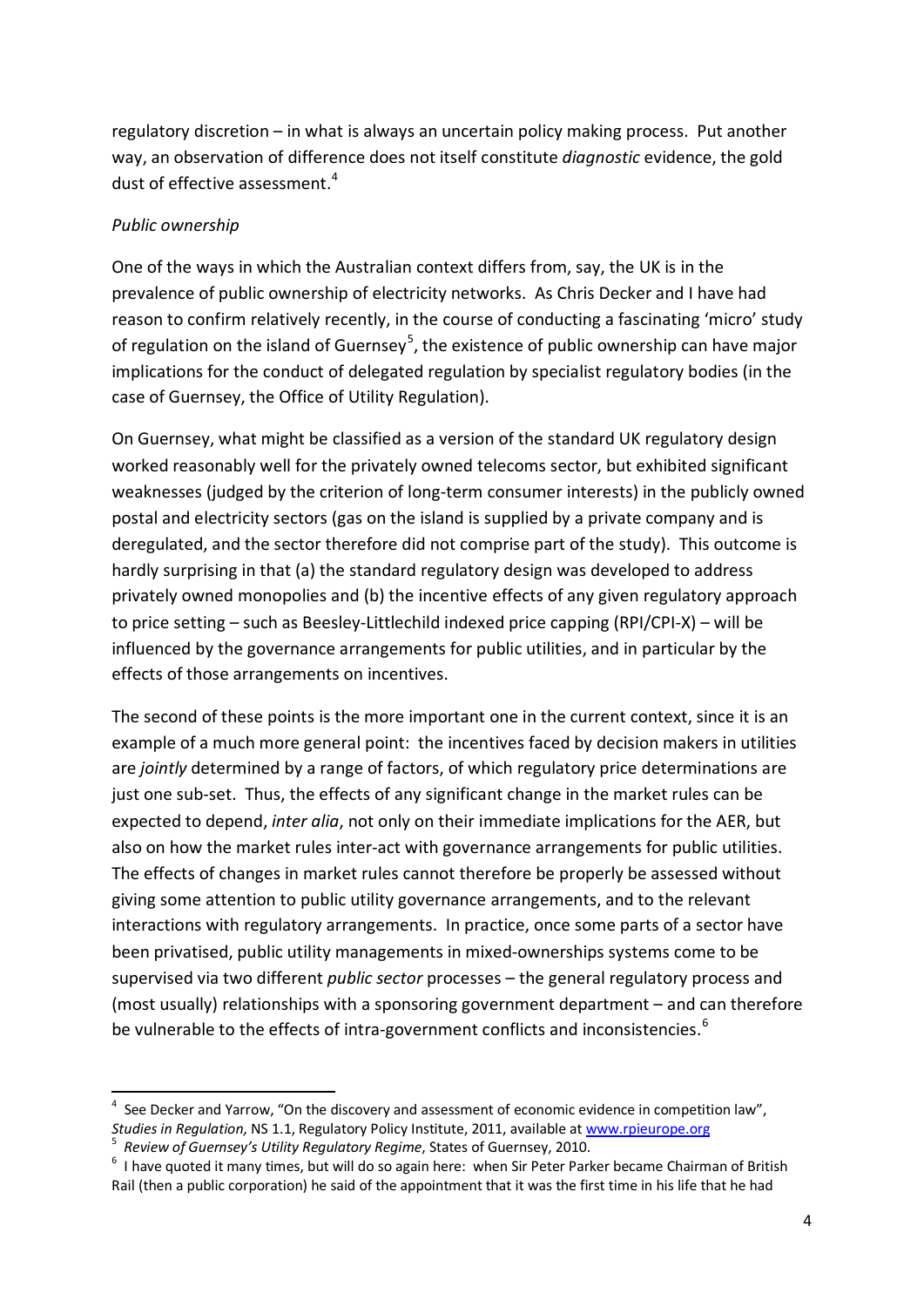regulatory discretion – in what is always an uncertain policy making process. Put another way, an observation of difference does not itself constitute *diagnostic* evidence, the gold dust of effective assessment.[4]

*Public ownership*

One of the ways in which the Australian context differs from, say, the UK is in the prevalence of public ownership of electricity networks. As Chris Decker and I have had reason to confirm relatively recently, in the course of conducting a fascinating 'micro' study of regulation on the island of Guernsey[5], the existence of public ownership can have major implications for the conduct of delegated regulation by specialist regulatory bodies (in the case of Guernsey, the Office of Utility Regulation).

On Guernsey, what might be classified as a version of the standard UK regulatory design worked reasonably well for the privately owned telecoms sector, but exhibited significant weaknesses (judged by the criterion of long-term consumer interests) in the publicly owned postal and electricity sectors (gas on the island is supplied by a private company and is deregulated, and the sector therefore did not comprise part of the study). This outcome is hardly surprising in that (a) the standard regulatory design was developed to address privately owned monopolies and (b) the incentive effects of any given regulatory approach to price setting – such as Beesley-Littlechild indexed price capping (RPI/CPI-X) – will be influenced by the governance arrangements for public utilities, and in particular by the effects of those arrangements on incentives.

The second of these points is the more important one in the current context, since it is an example of a much more general point: the incentives faced by decision makers in utilities are *jointly* determined by a range of factors, of which regulatory price determinations are just one sub-set. Thus, the effects of any significant change in the market rules can be expected to depend, *inter alia*, not only on their immediate implications for the AER, but also on how the market rules inter-act with governance arrangements for public utilities. The effects of changes in market rules cannot therefore be properly be assessed without giving some attention to public utility governance arrangements, and to the relevant interactions with regulatory arrangements. In practice, once some parts of a sector have been privatised, public utility managements in mixed-ownerships systems come to be supervised via two different *public sector* processes – the general regulatory process and (most usually) relationships with a sponsoring government department – and can therefore be vulnerable to the effects of intra-government conflicts and inconsistencies.[6]

---

[4] See Decker and Yarrow, "On the discovery and assessment of economic evidence in competition law", *Studies in Regulation*, NS 1.1, Regulatory Policy Institute, 2011, available at www.rpieurope.org

[5] *Review of Guernsey's Utility Regulatory Regime*, States of Guernsey, 2010.

[6] I have quoted it many times, but will do so again here: when Sir Peter Parker became Chairman of British Rail (then a public corporation) he said of the appointment that it was the first time in his life that he had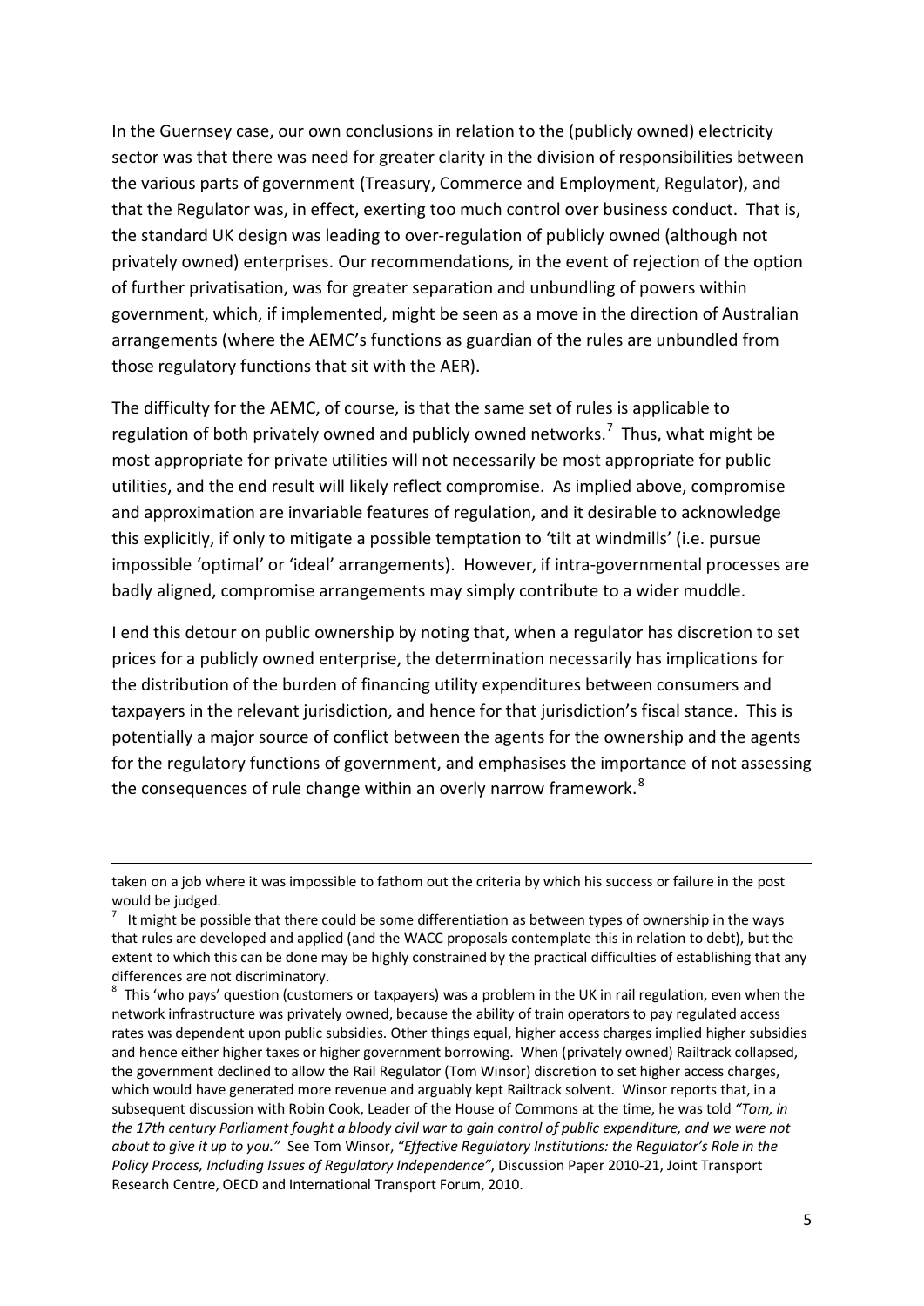In the Guernsey case, our own conclusions in relation to the (publicly owned) electricity sector was that there was need for greater clarity in the division of responsibilities between the various parts of government (Treasury, Commerce and Employment, Regulator), and that the Regulator was, in effect, exerting too much control over business conduct. That is, the standard UK design was leading to over-regulation of publicly owned (although not privately owned) enterprises. Our recommendations, in the event of rejection of the option of further privatisation, was for greater separation and unbundling of powers within government, which, if implemented, might be seen as a move in the direction of Australian arrangements (where the AEMC's functions as guardian of the rules are unbundled from those regulatory functions that sit with the AER).

The difficulty for the AEMC, of course, is that the same set of rules is applicable to regulation of both privately owned and publicly owned networks.[7] Thus, what might be most appropriate for private utilities will not necessarily be most appropriate for public utilities, and the end result will likely reflect compromise. As implied above, compromise and approximation are invariable features of regulation, and it desirable to acknowledge this explicitly, if only to mitigate a possible temptation to 'tilt at windmills' (i.e. pursue impossible 'optimal' or 'ideal' arrangements). However, if intra-governmental processes are badly aligned, compromise arrangements may simply contribute to a wider muddle.

I end this detour on public ownership by noting that, when a regulator has discretion to set prices for a publicly owned enterprise, the determination necessarily has implications for the distribution of the burden of financing utility expenditures between consumers and taxpayers in the relevant jurisdiction, and hence for that jurisdiction's fiscal stance. This is potentially a major source of conflict between the agents for the ownership and the agents for the regulatory functions of government, and emphasises the importance of not assessing the consequences of rule change within an overly narrow framework.[8]

---

taken on a job where it was impossible to fathom out the criteria by which his success or failure in the post would be judged.

[7] It might be possible that there could be some differentiation as between types of ownership in the ways that rules are developed and applied (and the WACC proposals contemplate this in relation to debt), but the extent to which this can be done may be highly constrained by the practical difficulties of establishing that any differences are not discriminatory.

[8] This 'who pays' question (customers or taxpayers) was a problem in the UK in rail regulation, even when the network infrastructure was privately owned, because the ability of train operators to pay regulated access rates was dependent upon public subsidies. Other things equal, higher access charges implied higher subsidies and hence either higher taxes or higher government borrowing. When (privately owned) Railtrack collapsed, the government declined to allow the Rail Regulator (Tom Winsor) discretion to set higher access charges, which would have generated more revenue and arguably kept Railtrack solvent. Winsor reports that, in a subsequent discussion with Robin Cook, Leader of the House of Commons at the time, he was told *"Tom, in the 17th century Parliament fought a bloody civil war to gain control of public expenditure, and we were not about to give it up to you."* See Tom Winsor, *"Effective Regulatory Institutions: the Regulator's Role in the Policy Process, Including Issues of Regulatory Independence"*, Discussion Paper 2010-21, Joint Transport Research Centre, OECD and International Transport Forum, 2010.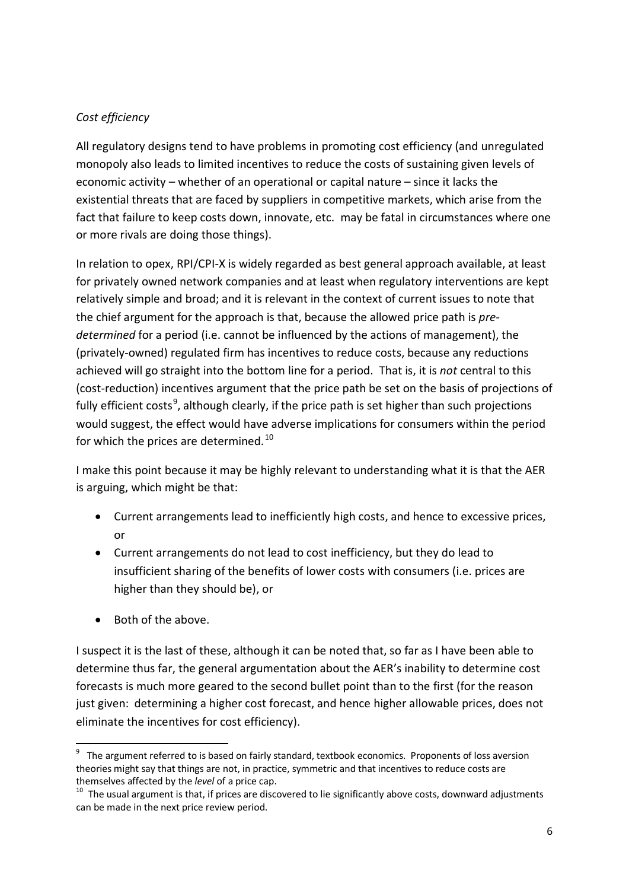*Cost efficiency*

All regulatory designs tend to have problems in promoting cost efficiency (and unregulated monopoly also leads to limited incentives to reduce the costs of sustaining given levels of economic activity – whether of an operational or capital nature – since it lacks the existential threats that are faced by suppliers in competitive markets, which arise from the fact that failure to keep costs down, innovate, etc. may be fatal in circumstances where one or more rivals are doing those things).

In relation to opex, RPI/CPI-X is widely regarded as best general approach available, at least for privately owned network companies and at least when regulatory interventions are kept relatively simple and broad; and it is relevant in the context of current issues to note that the chief argument for the approach is that, because the allowed price path is *pre-determined* for a period (i.e. cannot be influenced by the actions of management), the (privately-owned) regulated firm has incentives to reduce costs, because any reductions achieved will go straight into the bottom line for a period. That is, it is *not* central to this (cost-reduction) incentives argument that the price path be set on the basis of projections of fully efficient costs[9], although clearly, if the price path is set higher than such projections would suggest, the effect would have adverse implications for consumers within the period for which the prices are determined.[10]

I make this point because it may be highly relevant to understanding what it is that the AER is arguing, which might be that:

- Current arrangements lead to inefficiently high costs, and hence to excessive prices, or
- Current arrangements do not lead to cost inefficiency, but they do lead to insufficient sharing of the benefits of lower costs with consumers (i.e. prices are higher than they should be), or
- Both of the above.

I suspect it is the last of these, although it can be noted that, so far as I have been able to determine thus far, the general argumentation about the AER's inability to determine cost forecasts is much more geared to the second bullet point than to the first (for the reason just given: determining a higher cost forecast, and hence higher allowable prices, does not eliminate the incentives for cost efficiency).

---

[9] The argument referred to is based on fairly standard, textbook economics. Proponents of loss aversion theories might say that things are not, in practice, symmetric and that incentives to reduce costs are themselves affected by the *level* of a price cap.

[10] The usual argument is that, if prices are discovered to lie significantly above costs, downward adjustments can be made in the next price review period.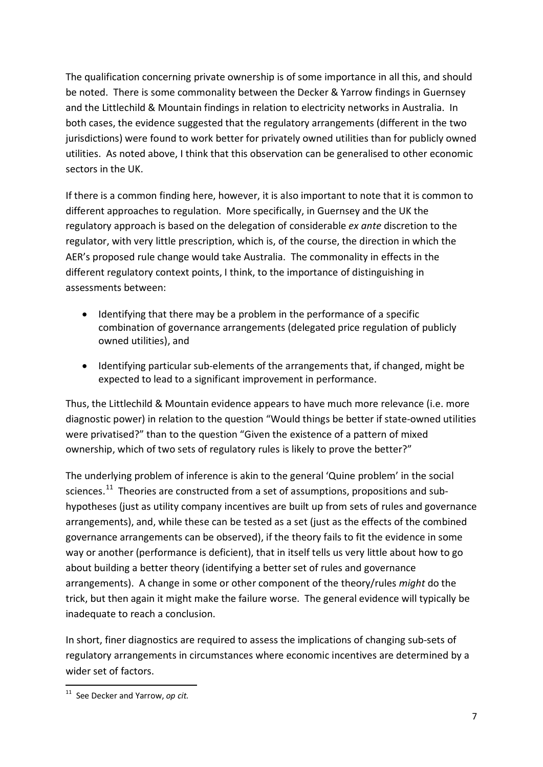The qualification concerning private ownership is of some importance in all this, and should be noted. There is some commonality between the Decker & Yarrow findings in Guernsey and the Littlechild & Mountain findings in relation to electricity networks in Australia. In both cases, the evidence suggested that the regulatory arrangements (different in the two jurisdictions) were found to work better for privately owned utilities than for publicly owned utilities. As noted above, I think that this observation can be generalised to other economic sectors in the UK.

If there is a common finding here, however, it is also important to note that it is common to different approaches to regulation. More specifically, in Guernsey and the UK the regulatory approach is based on the delegation of considerable *ex ante* discretion to the regulator, with very little prescription, which is, of the course, the direction in which the AER's proposed rule change would take Australia. The commonality in effects in the different regulatory context points, I think, to the importance of distinguishing in assessments between:

- Identifying that there may be a problem in the performance of a specific combination of governance arrangements (delegated price regulation of publicly owned utilities), and
- Identifying particular sub-elements of the arrangements that, if changed, might be expected to lead to a significant improvement in performance.

Thus, the Littlechild & Mountain evidence appears to have much more relevance (i.e. more diagnostic power) in relation to the question "Would things be better if state-owned utilities were privatised?" than to the question "Given the existence of a pattern of mixed ownership, which of two sets of regulatory rules is likely to prove the better?"

The underlying problem of inference is akin to the general 'Quine problem' in the social sciences.[11] Theories are constructed from a set of assumptions, propositions and sub-hypotheses (just as utility company incentives are built up from sets of rules and governance arrangements), and, while these can be tested as a set (just as the effects of the combined governance arrangements can be observed), if the theory fails to fit the evidence in some way or another (performance is deficient), that in itself tells us very little about how to go about building a better theory (identifying a better set of rules and governance arrangements). A change in some or other component of the theory/rules *might* do the trick, but then again it might make the failure worse. The general evidence will typically be inadequate to reach a conclusion.

In short, finer diagnostics are required to assess the implications of changing sub-sets of regulatory arrangements in circumstances where economic incentives are determined by a wider set of factors.

[11] See Decker and Yarrow, *op cit.*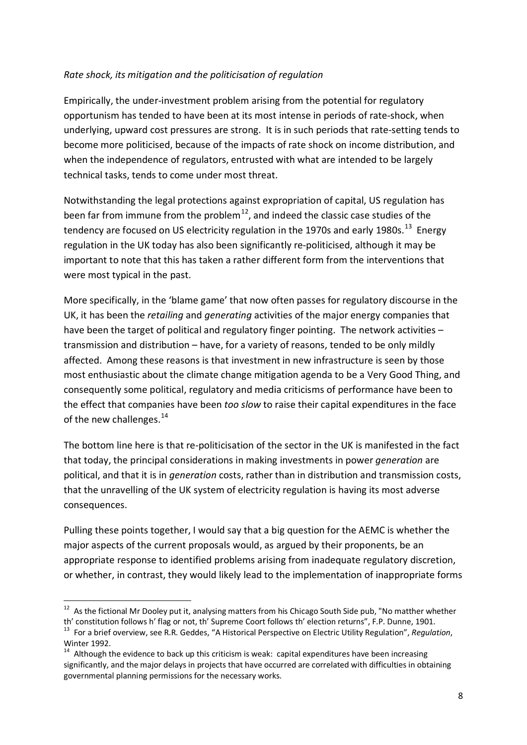*Rate shock, its mitigation and the politicisation of regulation*

Empirically, the under-investment problem arising from the potential for regulatory opportunism has tended to have been at its most intense in periods of rate-shock, when underlying, upward cost pressures are strong. It is in such periods that rate-setting tends to become more politicised, because of the impacts of rate shock on income distribution, and when the independence of regulators, entrusted with what are intended to be largely technical tasks, tends to come under most threat.

Notwithstanding the legal protections against expropriation of capital, US regulation has been far from immune from the problem[12], and indeed the classic case studies of the tendency are focused on US electricity regulation in the 1970s and early 1980s.[13] Energy regulation in the UK today has also been significantly re-politicised, although it may be important to note that this has taken a rather different form from the interventions that were most typical in the past.

More specifically, in the 'blame game' that now often passes for regulatory discourse in the UK, it has been the *retailing* and *generating* activities of the major energy companies that have been the target of political and regulatory finger pointing. The network activities – transmission and distribution – have, for a variety of reasons, tended to be only mildly affected. Among these reasons is that investment in new infrastructure is seen by those most enthusiastic about the climate change mitigation agenda to be a Very Good Thing, and consequently some political, regulatory and media criticisms of performance have been to the effect that companies have been *too slow* to raise their capital expenditures in the face of the new challenges.[14]

The bottom line here is that re-politicisation of the sector in the UK is manifested in the fact that today, the principal considerations in making investments in power *generation* are political, and that it is in *generation* costs, rather than in distribution and transmission costs, that the unravelling of the UK system of electricity regulation is having its most adverse consequences.

Pulling these points together, I would say that a big question for the AEMC is whether the major aspects of the current proposals would, as argued by their proponents, be an appropriate response to identified problems arising from inadequate regulatory discretion, or whether, in contrast, they would likely lead to the implementation of inappropriate forms

---

[12] As the fictional Mr Dooley put it, analysing matters from his Chicago South Side pub, "No matther whether th' constitution follows h' flag or not, th' Supreme Coort follows th' election returns", F.P. Dunne, 1901.

[13] For a brief overview, see R.R. Geddes, "A Historical Perspective on Electric Utility Regulation", *Regulation*, Winter 1992.

[14] Although the evidence to back up this criticism is weak: capital expenditures have been increasing significantly, and the major delays in projects that have occurred are correlated with difficulties in obtaining governmental planning permissions for the necessary works.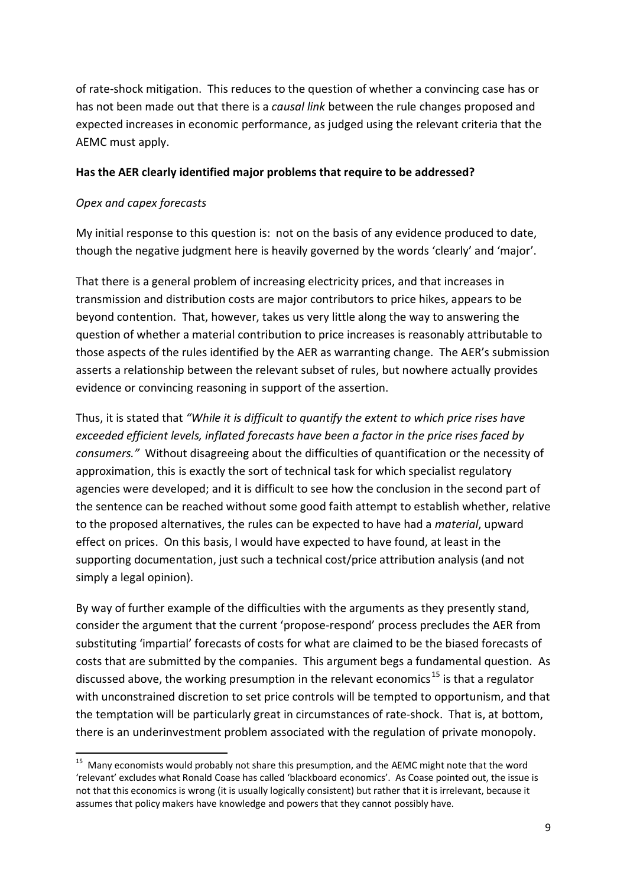of rate-shock mitigation. This reduces to the question of whether a convincing case has or has not been made out that there is a *causal link* between the rule changes proposed and expected increases in economic performance, as judged using the relevant criteria that the AEMC must apply.

**Has the AER clearly identified major problems that require to be addressed?**

*Opex and capex forecasts*

My initial response to this question is: not on the basis of any evidence produced to date, though the negative judgment here is heavily governed by the words 'clearly' and 'major'.

That there is a general problem of increasing electricity prices, and that increases in transmission and distribution costs are major contributors to price hikes, appears to be beyond contention. That, however, takes us very little along the way to answering the question of whether a material contribution to price increases is reasonably attributable to those aspects of the rules identified by the AER as warranting change. The AER's submission asserts a relationship between the relevant subset of rules, but nowhere actually provides evidence or convincing reasoning in support of the assertion.

Thus, it is stated that *"While it is difficult to quantify the extent to which price rises have exceeded efficient levels, inflated forecasts have been a factor in the price rises faced by consumers."* Without disagreeing about the difficulties of quantification or the necessity of approximation, this is exactly the sort of technical task for which specialist regulatory agencies were developed; and it is difficult to see how the conclusion in the second part of the sentence can be reached without some good faith attempt to establish whether, relative to the proposed alternatives, the rules can be expected to have had a *material*, upward effect on prices. On this basis, I would have expected to have found, at least in the supporting documentation, just such a technical cost/price attribution analysis (and not simply a legal opinion).

By way of further example of the difficulties with the arguments as they presently stand, consider the argument that the current 'propose-respond' process precludes the AER from substituting 'impartial' forecasts of costs for what are claimed to be the biased forecasts of costs that are submitted by the companies. This argument begs a fundamental question. As discussed above, the working presumption in the relevant economics[15] is that a regulator with unconstrained discretion to set price controls will be tempted to opportunism, and that the temptation will be particularly great in circumstances of rate-shock. That is, at bottom, there is an underinvestment problem associated with the regulation of private monopoly.

[15] Many economists would probably not share this presumption, and the AEMC might note that the word 'relevant' excludes what Ronald Coase has called 'blackboard economics'. As Coase pointed out, the issue is not that this economics is wrong (it is usually logically consistent) but rather that it is irrelevant, because it assumes that policy makers have knowledge and powers that they cannot possibly have.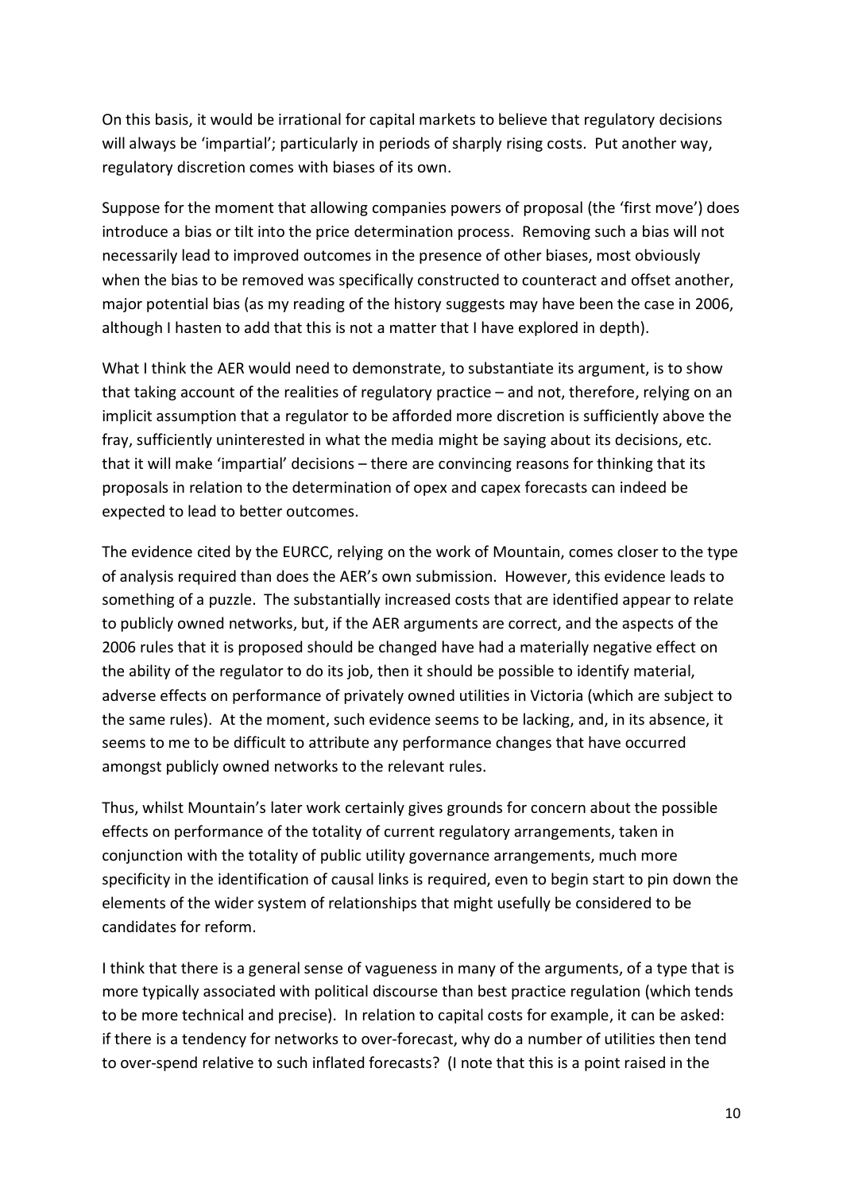On this basis, it would be irrational for capital markets to believe that regulatory decisions will always be 'impartial'; particularly in periods of sharply rising costs. Put another way, regulatory discretion comes with biases of its own.

Suppose for the moment that allowing companies powers of proposal (the 'first move') does introduce a bias or tilt into the price determination process. Removing such a bias will not necessarily lead to improved outcomes in the presence of other biases, most obviously when the bias to be removed was specifically constructed to counteract and offset another, major potential bias (as my reading of the history suggests may have been the case in 2006, although I hasten to add that this is not a matter that I have explored in depth).

What I think the AER would need to demonstrate, to substantiate its argument, is to show that taking account of the realities of regulatory practice – and not, therefore, relying on an implicit assumption that a regulator to be afforded more discretion is sufficiently above the fray, sufficiently uninterested in what the media might be saying about its decisions, etc. that it will make 'impartial' decisions – there are convincing reasons for thinking that its proposals in relation to the determination of opex and capex forecasts can indeed be expected to lead to better outcomes.

The evidence cited by the EURCC, relying on the work of Mountain, comes closer to the type of analysis required than does the AER's own submission. However, this evidence leads to something of a puzzle. The substantially increased costs that are identified appear to relate to publicly owned networks, but, if the AER arguments are correct, and the aspects of the 2006 rules that it is proposed should be changed have had a materially negative effect on the ability of the regulator to do its job, then it should be possible to identify material, adverse effects on performance of privately owned utilities in Victoria (which are subject to the same rules). At the moment, such evidence seems to be lacking, and, in its absence, it seems to me to be difficult to attribute any performance changes that have occurred amongst publicly owned networks to the relevant rules.

Thus, whilst Mountain's later work certainly gives grounds for concern about the possible effects on performance of the totality of current regulatory arrangements, taken in conjunction with the totality of public utility governance arrangements, much more specificity in the identification of causal links is required, even to begin start to pin down the elements of the wider system of relationships that might usefully be considered to be candidates for reform.

I think that there is a general sense of vagueness in many of the arguments, of a type that is more typically associated with political discourse than best practice regulation (which tends to be more technical and precise). In relation to capital costs for example, it can be asked: if there is a tendency for networks to over-forecast, why do a number of utilities then tend to over-spend relative to such inflated forecasts? (I note that this is a point raised in the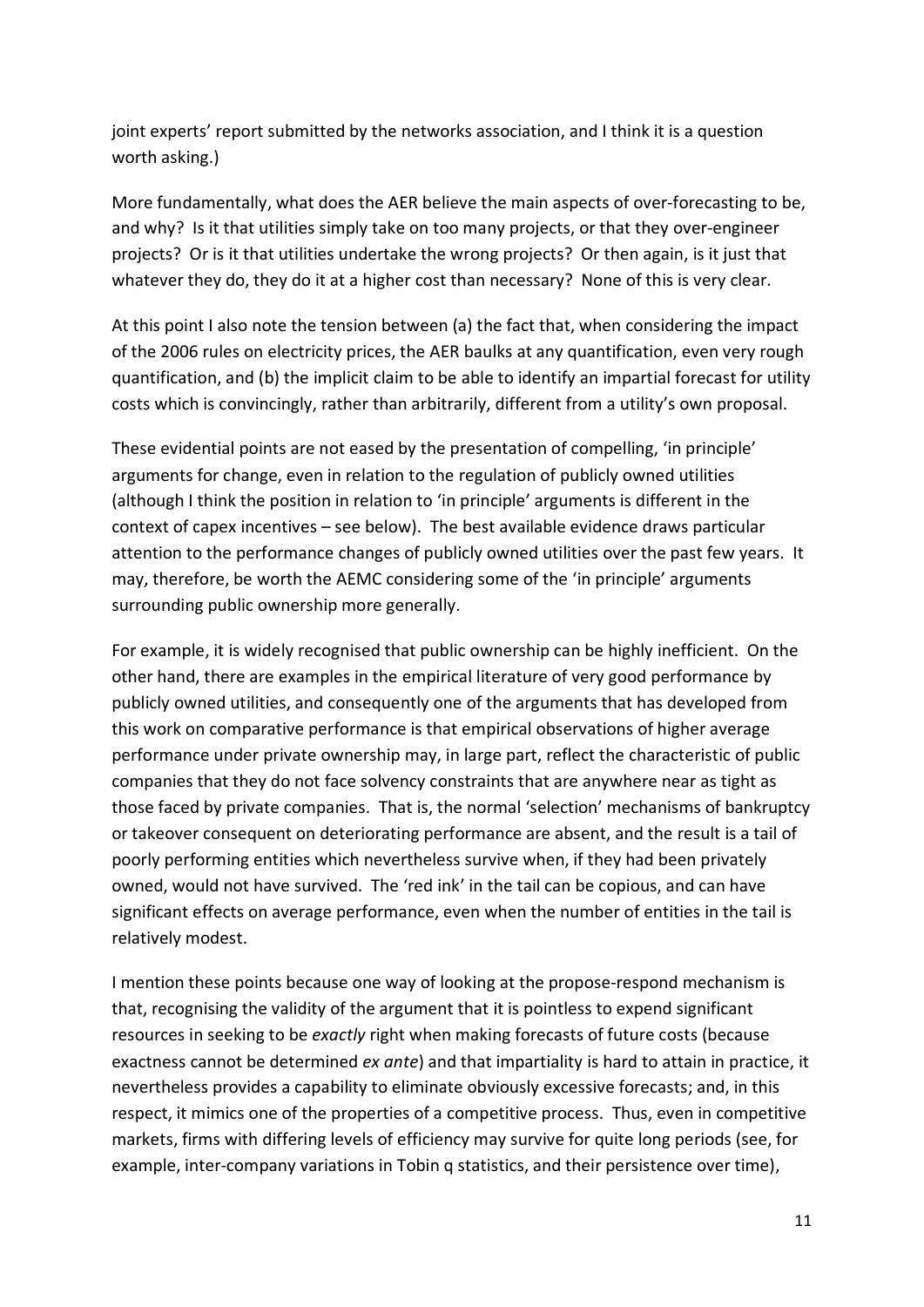joint experts' report submitted by the networks association, and I think it is a question worth asking.)

More fundamentally, what does the AER believe the main aspects of over-forecasting to be, and why? Is it that utilities simply take on too many projects, or that they over-engineer projects? Or is it that utilities undertake the wrong projects? Or then again, is it just that whatever they do, they do it at a higher cost than necessary? None of this is very clear.

At this point I also note the tension between (a) the fact that, when considering the impact of the 2006 rules on electricity prices, the AER baulks at any quantification, even very rough quantification, and (b) the implicit claim to be able to identify an impartial forecast for utility costs which is convincingly, rather than arbitrarily, different from a utility's own proposal.

These evidential points are not eased by the presentation of compelling, 'in principle' arguments for change, even in relation to the regulation of publicly owned utilities (although I think the position in relation to 'in principle' arguments is different in the context of capex incentives – see below). The best available evidence draws particular attention to the performance changes of publicly owned utilities over the past few years. It may, therefore, be worth the AEMC considering some of the 'in principle' arguments surrounding public ownership more generally.

For example, it is widely recognised that public ownership can be highly inefficient. On the other hand, there are examples in the empirical literature of very good performance by publicly owned utilities, and consequently one of the arguments that has developed from this work on comparative performance is that empirical observations of higher average performance under private ownership may, in large part, reflect the characteristic of public companies that they do not face solvency constraints that are anywhere near as tight as those faced by private companies. That is, the normal 'selection' mechanisms of bankruptcy or takeover consequent on deteriorating performance are absent, and the result is a tail of poorly performing entities which nevertheless survive when, if they had been privately owned, would not have survived. The 'red ink' in the tail can be copious, and can have significant effects on average performance, even when the number of entities in the tail is relatively modest.

I mention these points because one way of looking at the propose-respond mechanism is that, recognising the validity of the argument that it is pointless to expend significant resources in seeking to be *exactly* right when making forecasts of future costs (because exactness cannot be determined *ex ante*) and that impartiality is hard to attain in practice, it nevertheless provides a capability to eliminate obviously excessive forecasts; and, in this respect, it mimics one of the properties of a competitive process. Thus, even in competitive markets, firms with differing levels of efficiency may survive for quite long periods (see, for example, inter-company variations in Tobin q statistics, and their persistence over time),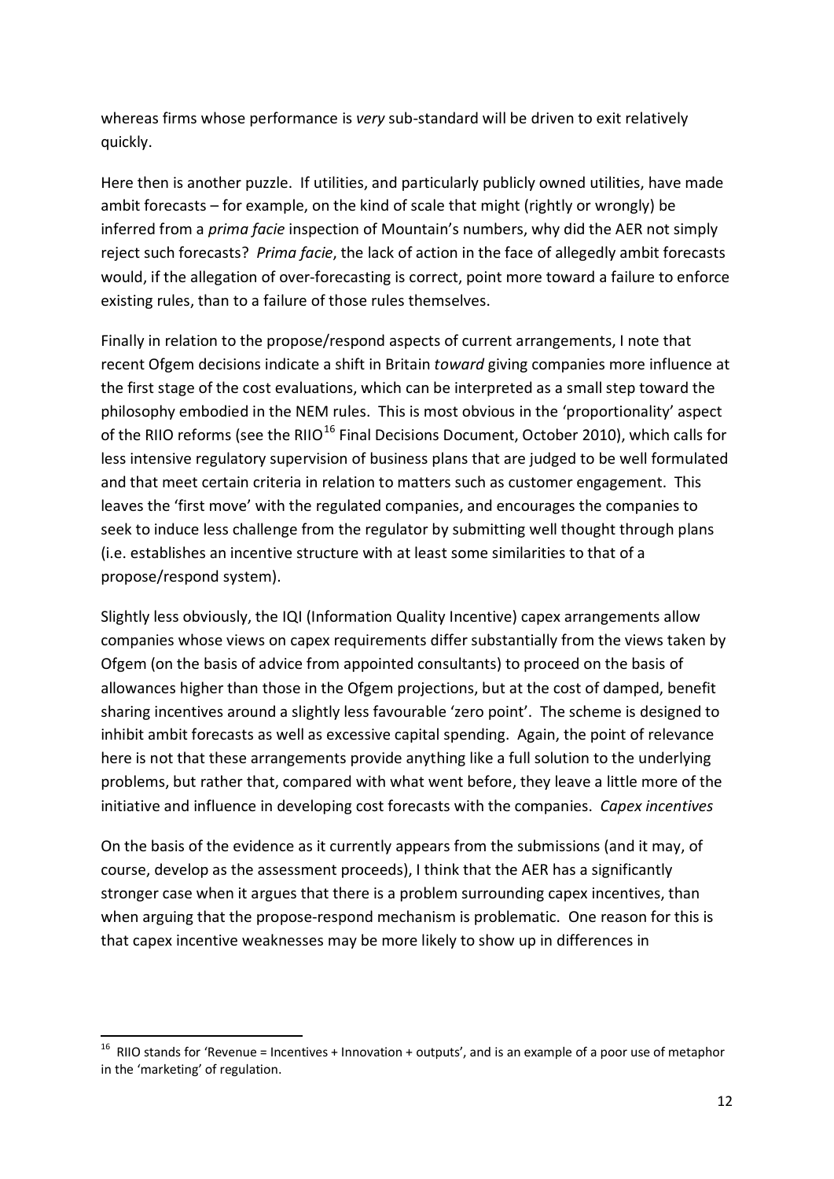whereas firms whose performance is *very* sub-standard will be driven to exit relatively quickly.

Here then is another puzzle. If utilities, and particularly publicly owned utilities, have made ambit forecasts – for example, on the kind of scale that might (rightly or wrongly) be inferred from a *prima facie* inspection of Mountain's numbers, why did the AER not simply reject such forecasts? *Prima facie*, the lack of action in the face of allegedly ambit forecasts would, if the allegation of over-forecasting is correct, point more toward a failure to enforce existing rules, than to a failure of those rules themselves.

Finally in relation to the propose/respond aspects of current arrangements, I note that recent Ofgem decisions indicate a shift in Britain *toward* giving companies more influence at the first stage of the cost evaluations, which can be interpreted as a small step toward the philosophy embodied in the NEM rules. This is most obvious in the 'proportionality' aspect of the RIIO reforms (see the RIIO[16] Final Decisions Document, October 2010), which calls for less intensive regulatory supervision of business plans that are judged to be well formulated and that meet certain criteria in relation to matters such as customer engagement. This leaves the 'first move' with the regulated companies, and encourages the companies to seek to induce less challenge from the regulator by submitting well thought through plans (i.e. establishes an incentive structure with at least some similarities to that of a propose/respond system).

Slightly less obviously, the IQI (Information Quality Incentive) capex arrangements allow companies whose views on capex requirements differ substantially from the views taken by Ofgem (on the basis of advice from appointed consultants) to proceed on the basis of allowances higher than those in the Ofgem projections, but at the cost of damped, benefit sharing incentives around a slightly less favourable 'zero point'. The scheme is designed to inhibit ambit forecasts as well as excessive capital spending. Again, the point of relevance here is not that these arrangements provide anything like a full solution to the underlying problems, but rather that, compared with what went before, they leave a little more of the initiative and influence in developing cost forecasts with the companies. *Capex incentives*

On the basis of the evidence as it currently appears from the submissions (and it may, of course, develop as the assessment proceeds), I think that the AER has a significantly stronger case when it argues that there is a problem surrounding capex incentives, than when arguing that the propose-respond mechanism is problematic. One reason for this is that capex incentive weaknesses may be more likely to show up in differences in

---

[16] RIIO stands for 'Revenue = Incentives + Innovation + outputs', and is an example of a poor use of metaphor in the 'marketing' of regulation.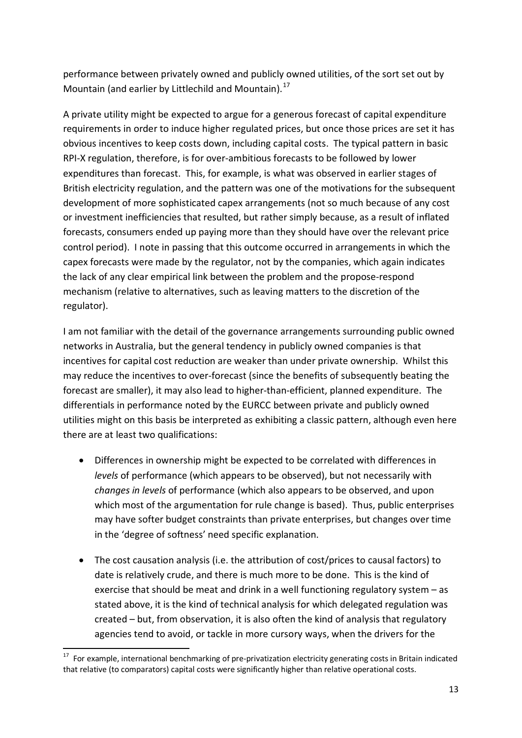performance between privately owned and publicly owned utilities, of the sort set out by Mountain (and earlier by Littlechild and Mountain).[17]

A private utility might be expected to argue for a generous forecast of capital expenditure requirements in order to induce higher regulated prices, but once those prices are set it has obvious incentives to keep costs down, including capital costs. The typical pattern in basic RPI-X regulation, therefore, is for over-ambitious forecasts to be followed by lower expenditures than forecast. This, for example, is what was observed in earlier stages of British electricity regulation, and the pattern was one of the motivations for the subsequent development of more sophisticated capex arrangements (not so much because of any cost or investment inefficiencies that resulted, but rather simply because, as a result of inflated forecasts, consumers ended up paying more than they should have over the relevant price control period). I note in passing that this outcome occurred in arrangements in which the capex forecasts were made by the regulator, not by the companies, which again indicates the lack of any clear empirical link between the problem and the propose-respond mechanism (relative to alternatives, such as leaving matters to the discretion of the regulator).

I am not familiar with the detail of the governance arrangements surrounding public owned networks in Australia, but the general tendency in publicly owned companies is that incentives for capital cost reduction are weaker than under private ownership. Whilst this may reduce the incentives to over-forecast (since the benefits of subsequently beating the forecast are smaller), it may also lead to higher-than-efficient, planned expenditure. The differentials in performance noted by the EURCC between private and publicly owned utilities might on this basis be interpreted as exhibiting a classic pattern, although even here there are at least two qualifications:

- Differences in ownership might be expected to be correlated with differences in *levels* of performance (which appears to be observed), but not necessarily with *changes in levels* of performance (which also appears to be observed, and upon which most of the argumentation for rule change is based). Thus, public enterprises may have softer budget constraints than private enterprises, but changes over time in the 'degree of softness' need specific explanation.

- The cost causation analysis (i.e. the attribution of cost/prices to causal factors) to date is relatively crude, and there is much more to be done. This is the kind of exercise that should be meat and drink in a well functioning regulatory system – as stated above, it is the kind of technical analysis for which delegated regulation was created – but, from observation, it is also often the kind of analysis that regulatory agencies tend to avoid, or tackle in more cursory ways, when the drivers for the

[17] For example, international benchmarking of pre-privatization electricity generating costs in Britain indicated that relative (to comparators) capital costs were significantly higher than relative operational costs.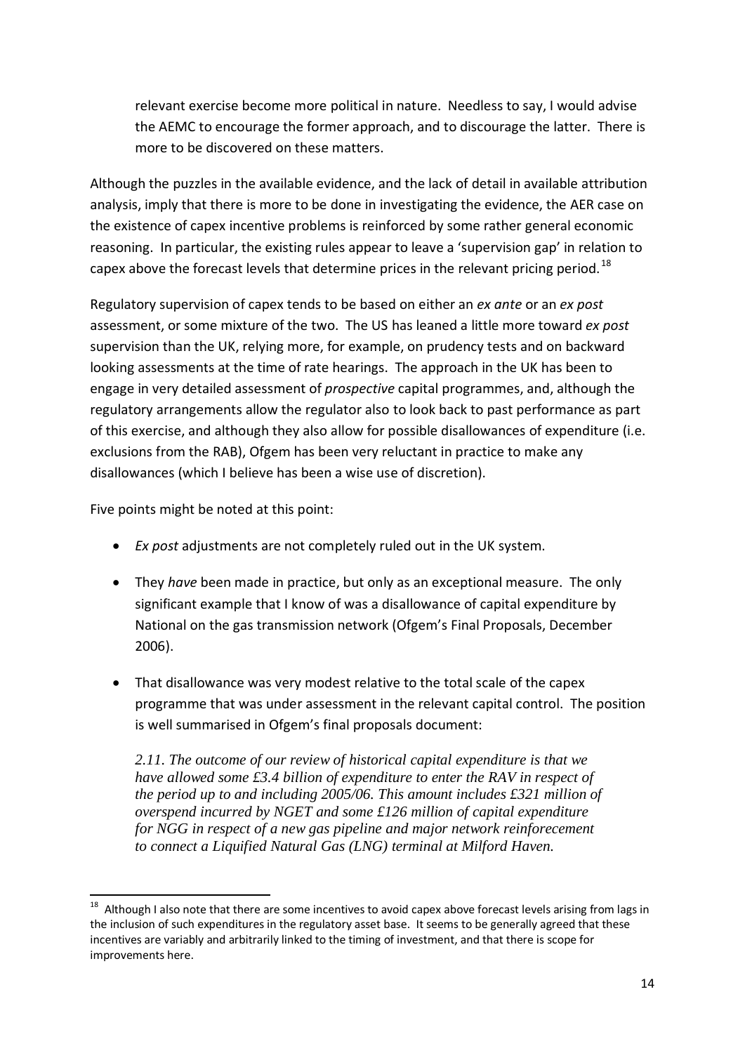relevant exercise become more political in nature. Needless to say, I would advise the AEMC to encourage the former approach, and to discourage the latter. There is more to be discovered on these matters.

Although the puzzles in the available evidence, and the lack of detail in available attribution analysis, imply that there is more to be done in investigating the evidence, the AER case on the existence of capex incentive problems is reinforced by some rather general economic reasoning. In particular, the existing rules appear to leave a 'supervision gap' in relation to capex above the forecast levels that determine prices in the relevant pricing period.[18]

Regulatory supervision of capex tends to be based on either an *ex ante* or an *ex post* assessment, or some mixture of the two. The US has leaned a little more toward *ex post* supervision than the UK, relying more, for example, on prudency tests and on backward looking assessments at the time of rate hearings. The approach in the UK has been to engage in very detailed assessment of *prospective* capital programmes, and, although the regulatory arrangements allow the regulator also to look back to past performance as part of this exercise, and although they also allow for possible disallowances of expenditure (i.e. exclusions from the RAB), Ofgem has been very reluctant in practice to make any disallowances (which I believe has been a wise use of discretion).

Five points might be noted at this point:

- *Ex post* adjustments are not completely ruled out in the UK system.
- They *have* been made in practice, but only as an exceptional measure. The only significant example that I know of was a disallowance of capital expenditure by National on the gas transmission network (Ofgem's Final Proposals, December 2006).
- That disallowance was very modest relative to the total scale of the capex programme that was under assessment in the relevant capital control. The position is well summarised in Ofgem's final proposals document:

  *2.11. The outcome of our review of historical capital expenditure is that we have allowed some £3.4 billion of expenditure to enter the RAV in respect of the period up to and including 2005/06. This amount includes £321 million of overspend incurred by NGET and some £126 million of capital expenditure for NGG in respect of a new gas pipeline and major network reinforecement to connect a Liquified Natural Gas (LNG) terminal at Milford Haven.*

---

[18] Although I also note that there are some incentives to avoid capex above forecast levels arising from lags in the inclusion of such expenditures in the regulatory asset base. It seems to be generally agreed that these incentives are variably and arbitrarily linked to the timing of investment, and that there is scope for improvements here.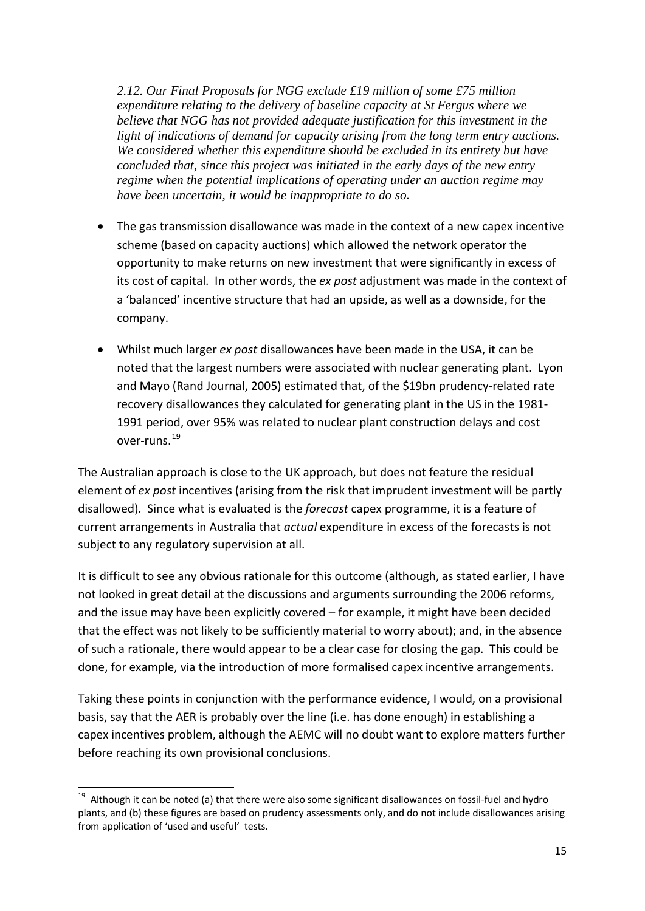*2.12. Our Final Proposals for NGG exclude £19 million of some £75 million expenditure relating to the delivery of baseline capacity at St Fergus where we believe that NGG has not provided adequate justification for this investment in the light of indications of demand for capacity arising from the long term entry auctions. We considered whether this expenditure should be excluded in its entirety but have concluded that, since this project was initiated in the early days of the new entry regime when the potential implications of operating under an auction regime may have been uncertain, it would be inappropriate to do so.*

- The gas transmission disallowance was made in the context of a new capex incentive scheme (based on capacity auctions) which allowed the network operator the opportunity to make returns on new investment that were significantly in excess of its cost of capital. In other words, the *ex post* adjustment was made in the context of a 'balanced' incentive structure that had an upside, as well as a downside, for the company.
- Whilst much larger *ex post* disallowances have been made in the USA, it can be noted that the largest numbers were associated with nuclear generating plant. Lyon and Mayo (Rand Journal, 2005) estimated that, of the $19bn prudency-related rate recovery disallowances they calculated for generating plant in the US in the 1981-1991 period, over 95% was related to nuclear plant construction delays and cost over-runs.[19]

The Australian approach is close to the UK approach, but does not feature the residual element of *ex post* incentives (arising from the risk that imprudent investment will be partly disallowed). Since what is evaluated is the *forecast* capex programme, it is a feature of current arrangements in Australia that *actual* expenditure in excess of the forecasts is not subject to any regulatory supervision at all.

It is difficult to see any obvious rationale for this outcome (although, as stated earlier, I have not looked in great detail at the discussions and arguments surrounding the 2006 reforms, and the issue may have been explicitly covered – for example, it might have been decided that the effect was not likely to be sufficiently material to worry about); and, in the absence of such a rationale, there would appear to be a clear case for closing the gap. This could be done, for example, via the introduction of more formalised capex incentive arrangements.

Taking these points in conjunction with the performance evidence, I would, on a provisional basis, say that the AER is probably over the line (i.e. has done enough) in establishing a capex incentives problem, although the AEMC will no doubt want to explore matters further before reaching its own provisional conclusions.

[19] Although it can be noted (a) that there were also some significant disallowances on fossil-fuel and hydro plants, and (b) these figures are based on prudency assessments only, and do not include disallowances arising from application of 'used and useful' tests.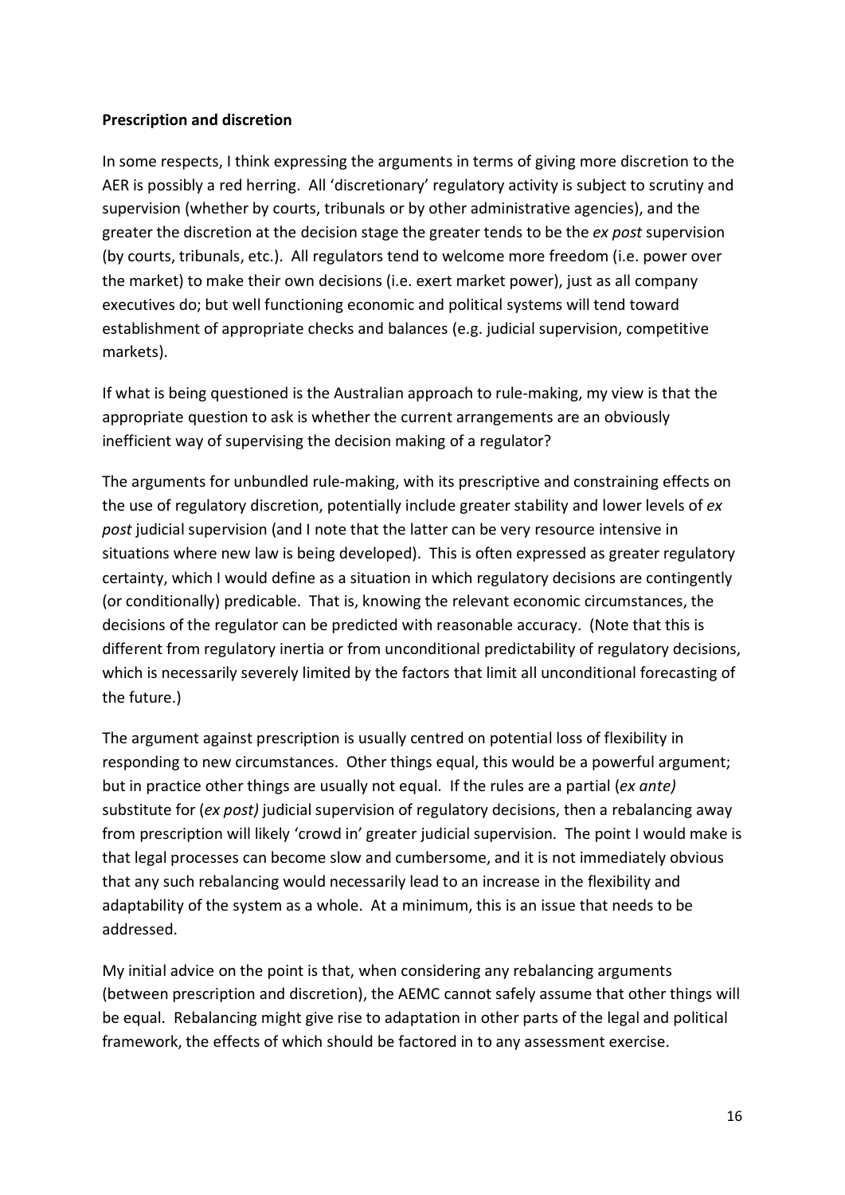**Prescription and discretion**

In some respects, I think expressing the arguments in terms of giving more discretion to the AER is possibly a red herring. All 'discretionary' regulatory activity is subject to scrutiny and supervision (whether by courts, tribunals or by other administrative agencies), and the greater the discretion at the decision stage the greater tends to be the *ex post* supervision (by courts, tribunals, etc.). All regulators tend to welcome more freedom (i.e. power over the market) to make their own decisions (i.e. exert market power), just as all company executives do; but well functioning economic and political systems will tend toward establishment of appropriate checks and balances (e.g. judicial supervision, competitive markets).

If what is being questioned is the Australian approach to rule-making, my view is that the appropriate question to ask is whether the current arrangements are an obviously inefficient way of supervising the decision making of a regulator?

The arguments for unbundled rule-making, with its prescriptive and constraining effects on the use of regulatory discretion, potentially include greater stability and lower levels of *ex post* judicial supervision (and I note that the latter can be very resource intensive in situations where new law is being developed). This is often expressed as greater regulatory certainty, which I would define as a situation in which regulatory decisions are contingently (or conditionally) predicable. That is, knowing the relevant economic circumstances, the decisions of the regulator can be predicted with reasonable accuracy. (Note that this is different from regulatory inertia or from unconditional predictability of regulatory decisions, which is necessarily severely limited by the factors that limit all unconditional forecasting of the future.)

The argument against prescription is usually centred on potential loss of flexibility in responding to new circumstances. Other things equal, this would be a powerful argument; but in practice other things are usually not equal. If the rules are a partial (*ex ante)* substitute for (*ex post)* judicial supervision of regulatory decisions, then a rebalancing away from prescription will likely 'crowd in' greater judicial supervision. The point I would make is that legal processes can become slow and cumbersome, and it is not immediately obvious that any such rebalancing would necessarily lead to an increase in the flexibility and adaptability of the system as a whole. At a minimum, this is an issue that needs to be addressed.

My initial advice on the point is that, when considering any rebalancing arguments (between prescription and discretion), the AEMC cannot safely assume that other things will be equal. Rebalancing might give rise to adaptation in other parts of the legal and political framework, the effects of which should be factored in to any assessment exercise.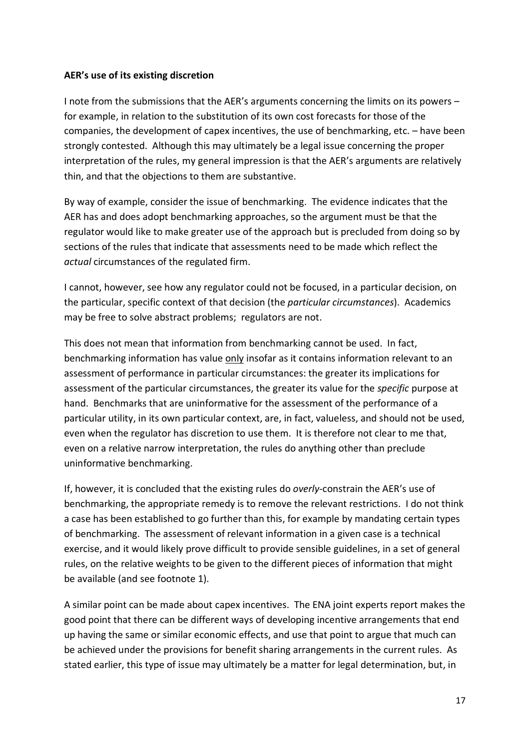**AER's use of its existing discretion**

I note from the submissions that the AER's arguments concerning the limits on its powers – for example, in relation to the substitution of its own cost forecasts for those of the companies, the development of capex incentives, the use of benchmarking, etc. – have been strongly contested. Although this may ultimately be a legal issue concerning the proper interpretation of the rules, my general impression is that the AER's arguments are relatively thin, and that the objections to them are substantive.

By way of example, consider the issue of benchmarking. The evidence indicates that the AER has and does adopt benchmarking approaches, so the argument must be that the regulator would like to make greater use of the approach but is precluded from doing so by sections of the rules that indicate that assessments need to be made which reflect the *actual* circumstances of the regulated firm.

I cannot, however, see how any regulator could not be focused, in a particular decision, on the particular, specific context of that decision (the *particular circumstances*). Academics may be free to solve abstract problems; regulators are not.

This does not mean that information from benchmarking cannot be used. In fact, benchmarking information has value <u>only</u> insofar as it contains information relevant to an assessment of performance in particular circumstances: the greater its implications for assessment of the particular circumstances, the greater its value for the *specific* purpose at hand. Benchmarks that are uninformative for the assessment of the performance of a particular utility, in its own particular context, are, in fact, valueless, and should not be used, even when the regulator has discretion to use them. It is therefore not clear to me that, even on a relative narrow interpretation, the rules do anything other than preclude uninformative benchmarking.

If, however, it is concluded that the existing rules do *overly*-constrain the AER's use of benchmarking, the appropriate remedy is to remove the relevant restrictions. I do not think a case has been established to go further than this, for example by mandating certain types of benchmarking. The assessment of relevant information in a given case is a technical exercise, and it would likely prove difficult to provide sensible guidelines, in a set of general rules, on the relative weights to be given to the different pieces of information that might be available (and see footnote 1).

A similar point can be made about capex incentives. The ENA joint experts report makes the good point that there can be different ways of developing incentive arrangements that end up having the same or similar economic effects, and use that point to argue that much can be achieved under the provisions for benefit sharing arrangements in the current rules. As stated earlier, this type of issue may ultimately be a matter for legal determination, but, in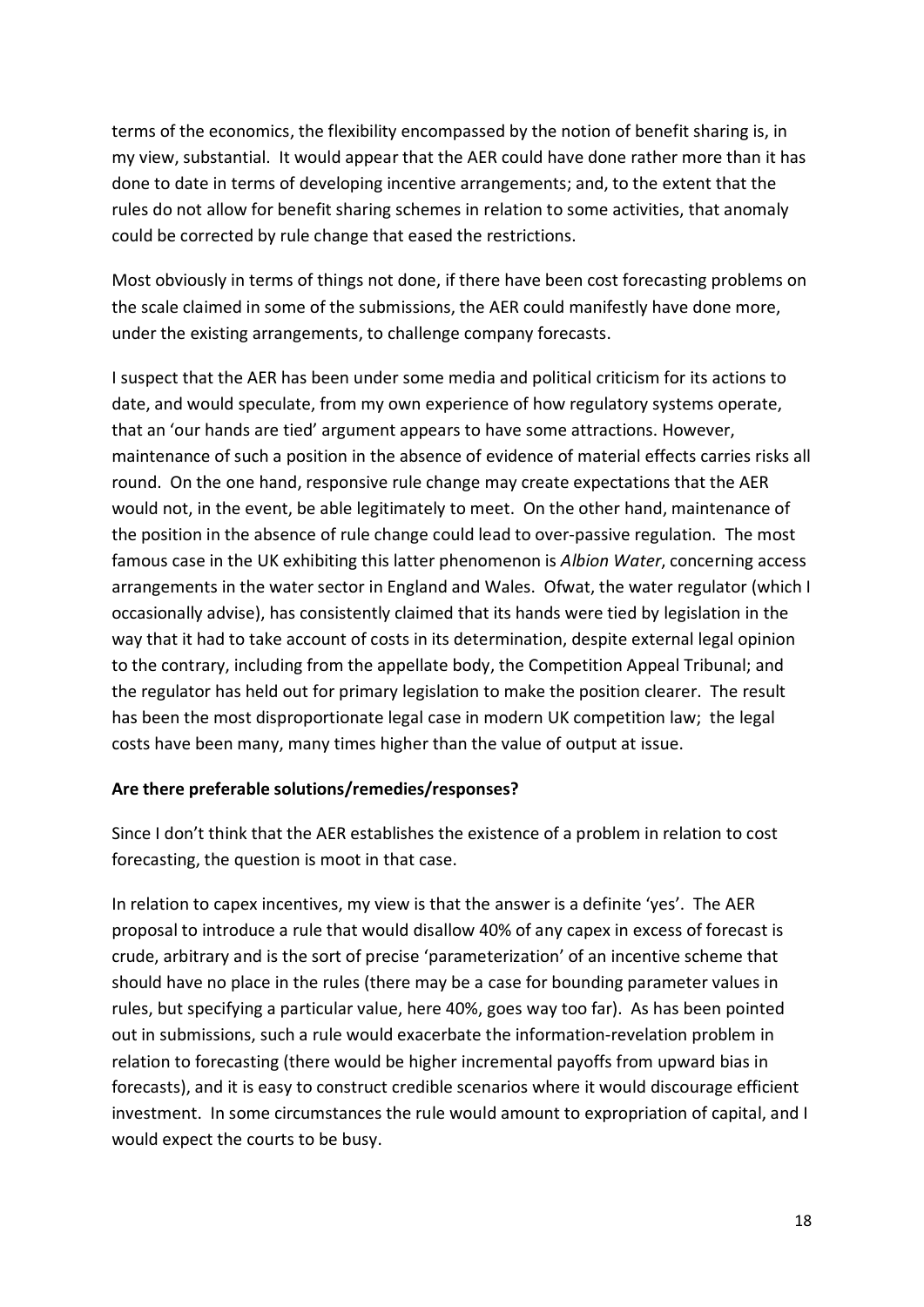terms of the economics, the flexibility encompassed by the notion of benefit sharing is, in my view, substantial. It would appear that the AER could have done rather more than it has done to date in terms of developing incentive arrangements; and, to the extent that the rules do not allow for benefit sharing schemes in relation to some activities, that anomaly could be corrected by rule change that eased the restrictions.

Most obviously in terms of things not done, if there have been cost forecasting problems on the scale claimed in some of the submissions, the AER could manifestly have done more, under the existing arrangements, to challenge company forecasts.

I suspect that the AER has been under some media and political criticism for its actions to date, and would speculate, from my own experience of how regulatory systems operate, that an 'our hands are tied' argument appears to have some attractions. However, maintenance of such a position in the absence of evidence of material effects carries risks all round. On the one hand, responsive rule change may create expectations that the AER would not, in the event, be able legitimately to meet. On the other hand, maintenance of the position in the absence of rule change could lead to over-passive regulation. The most famous case in the UK exhibiting this latter phenomenon is *Albion Water*, concerning access arrangements in the water sector in England and Wales. Ofwat, the water regulator (which I occasionally advise), has consistently claimed that its hands were tied by legislation in the way that it had to take account of costs in its determination, despite external legal opinion to the contrary, including from the appellate body, the Competition Appeal Tribunal; and the regulator has held out for primary legislation to make the position clearer. The result has been the most disproportionate legal case in modern UK competition law; the legal costs have been many, many times higher than the value of output at issue.

**Are there preferable solutions/remedies/responses?**

Since I don't think that the AER establishes the existence of a problem in relation to cost forecasting, the question is moot in that case.

In relation to capex incentives, my view is that the answer is a definite 'yes'. The AER proposal to introduce a rule that would disallow 40% of any capex in excess of forecast is crude, arbitrary and is the sort of precise 'parameterization' of an incentive scheme that should have no place in the rules (there may be a case for bounding parameter values in rules, but specifying a particular value, here 40%, goes way too far). As has been pointed out in submissions, such a rule would exacerbate the information-revelation problem in relation to forecasting (there would be higher incremental payoffs from upward bias in forecasts), and it is easy to construct credible scenarios where it would discourage efficient investment. In some circumstances the rule would amount to expropriation of capital, and I would expect the courts to be busy.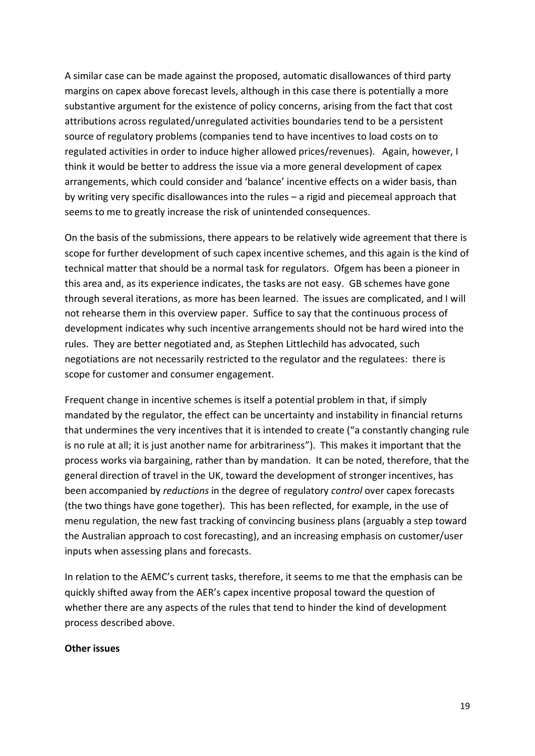A similar case can be made against the proposed, automatic disallowances of third party margins on capex above forecast levels, although in this case there is potentially a more substantive argument for the existence of policy concerns, arising from the fact that cost attributions across regulated/unregulated activities boundaries tend to be a persistent source of regulatory problems (companies tend to have incentives to load costs on to regulated activities in order to induce higher allowed prices/revenues). Again, however, I think it would be better to address the issue via a more general development of capex arrangements, which could consider and 'balance' incentive effects on a wider basis, than by writing very specific disallowances into the rules – a rigid and piecemeal approach that seems to me to greatly increase the risk of unintended consequences.

On the basis of the submissions, there appears to be relatively wide agreement that there is scope for further development of such capex incentive schemes, and this again is the kind of technical matter that should be a normal task for regulators. Ofgem has been a pioneer in this area and, as its experience indicates, the tasks are not easy. GB schemes have gone through several iterations, as more has been learned. The issues are complicated, and I will not rehearse them in this overview paper. Suffice to say that the continuous process of development indicates why such incentive arrangements should not be hard wired into the rules. They are better negotiated and, as Stephen Littlechild has advocated, such negotiations are not necessarily restricted to the regulator and the regulatees: there is scope for customer and consumer engagement.

Frequent change in incentive schemes is itself a potential problem in that, if simply mandated by the regulator, the effect can be uncertainty and instability in financial returns that undermines the very incentives that it is intended to create ("a constantly changing rule is no rule at all; it is just another name for arbitrariness"). This makes it important that the process works via bargaining, rather than by mandation. It can be noted, therefore, that the general direction of travel in the UK, toward the development of stronger incentives, has been accompanied by *reductions* in the degree of regulatory *control* over capex forecasts (the two things have gone together). This has been reflected, for example, in the use of menu regulation, the new fast tracking of convincing business plans (arguably a step toward the Australian approach to cost forecasting), and an increasing emphasis on customer/user inputs when assessing plans and forecasts.

In relation to the AEMC's current tasks, therefore, it seems to me that the emphasis can be quickly shifted away from the AER's capex incentive proposal toward the question of whether there are any aspects of the rules that tend to hinder the kind of development process described above.

**Other issues**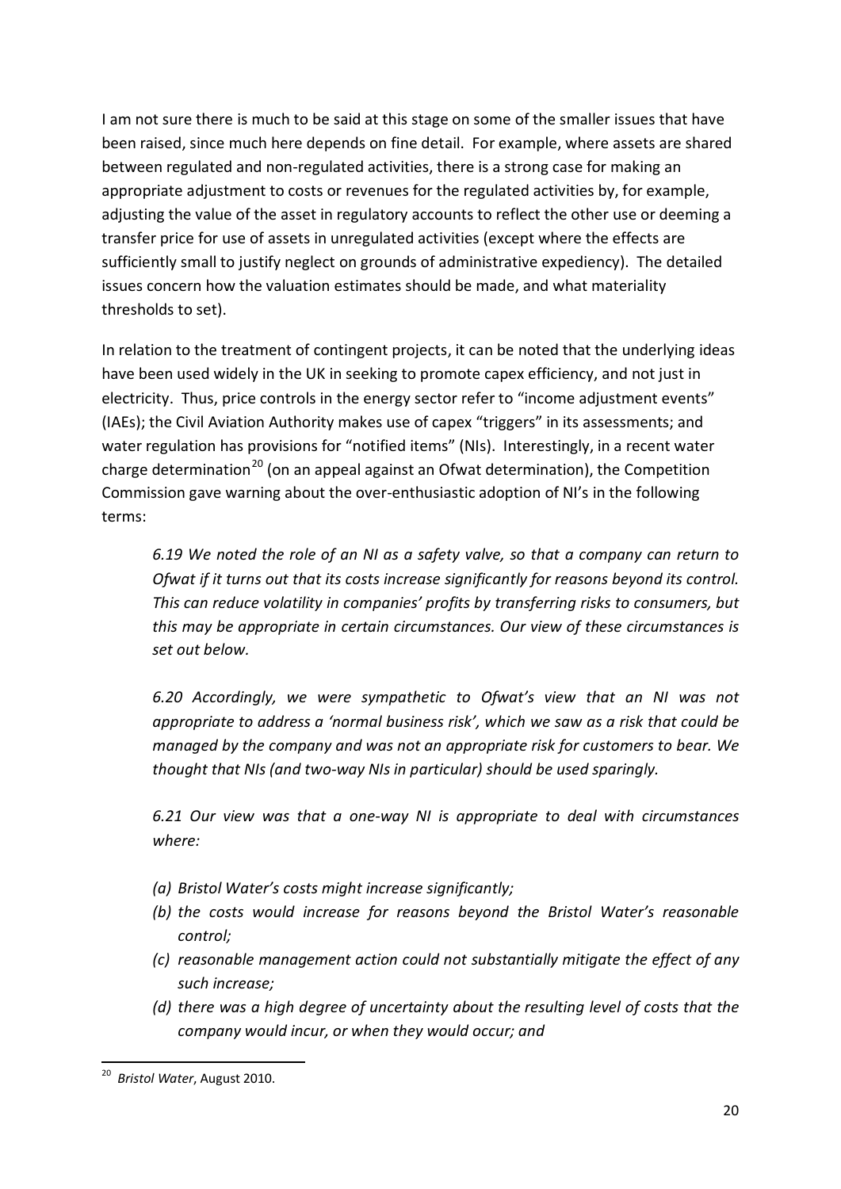I am not sure there is much to be said at this stage on some of the smaller issues that have been raised, since much here depends on fine detail. For example, where assets are shared between regulated and non-regulated activities, there is a strong case for making an appropriate adjustment to costs or revenues for the regulated activities by, for example, adjusting the value of the asset in regulatory accounts to reflect the other use or deeming a transfer price for use of assets in unregulated activities (except where the effects are sufficiently small to justify neglect on grounds of administrative expediency). The detailed issues concern how the valuation estimates should be made, and what materiality thresholds to set).

In relation to the treatment of contingent projects, it can be noted that the underlying ideas have been used widely in the UK in seeking to promote capex efficiency, and not just in electricity. Thus, price controls in the energy sector refer to "income adjustment events" (IAEs); the Civil Aviation Authority makes use of capex "triggers" in its assessments; and water regulation has provisions for "notified items" (NIs). Interestingly, in a recent water charge determination[20] (on an appeal against an Ofwat determination), the Competition Commission gave warning about the over-enthusiastic adoption of NI's in the following terms:

> *6.19 We noted the role of an NI as a safety valve, so that a company can return to Ofwat if it turns out that its costs increase significantly for reasons beyond its control. This can reduce volatility in companies' profits by transferring risks to consumers, but this may be appropriate in certain circumstances. Our view of these circumstances is set out below.*
>
> *6.20 Accordingly, we were sympathetic to Ofwat's view that an NI was not appropriate to address a 'normal business risk', which we saw as a risk that could be managed by the company and was not an appropriate risk for customers to bear. We thought that NIs (and two-way NIs in particular) should be used sparingly.*
>
> *6.21 Our view was that a one-way NI is appropriate to deal with circumstances where:*
>
> - *(a) Bristol Water's costs might increase significantly;*
> - *(b) the costs would increase for reasons beyond the Bristol Water's reasonable control;*
> - *(c) reasonable management action could not substantially mitigate the effect of any such increase;*
> - *(d) there was a high degree of uncertainty about the resulting level of costs that the company would incur, or when they would occur; and*

[20] *Bristol Water*, August 2010.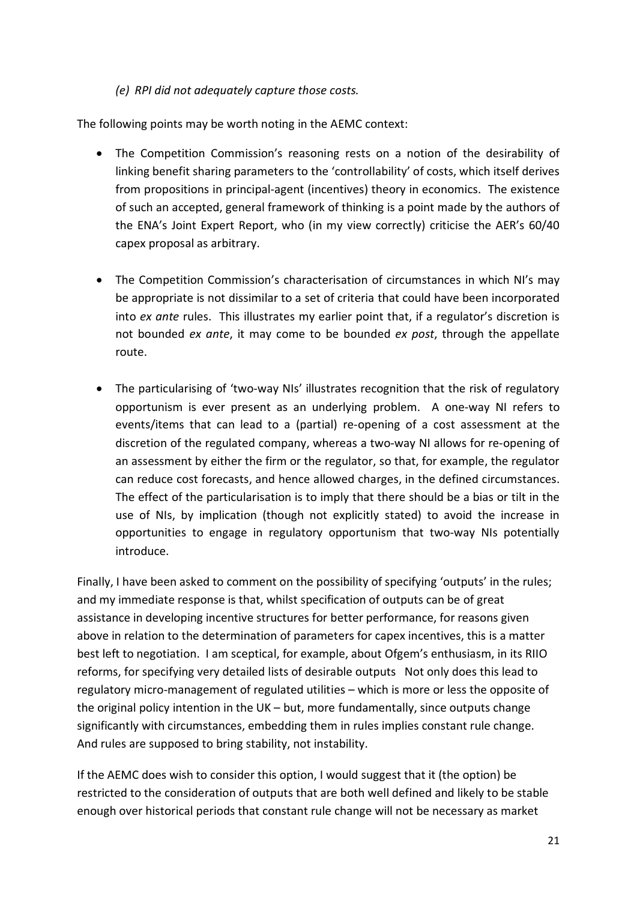*(e) RPI did not adequately capture those costs.*

The following points may be worth noting in the AEMC context:

- The Competition Commission's reasoning rests on a notion of the desirability of linking benefit sharing parameters to the 'controllability' of costs, which itself derives from propositions in principal-agent (incentives) theory in economics. The existence of such an accepted, general framework of thinking is a point made by the authors of the ENA's Joint Expert Report, who (in my view correctly) criticise the AER's 60/40 capex proposal as arbitrary.

- The Competition Commission's characterisation of circumstances in which NI's may be appropriate is not dissimilar to a set of criteria that could have been incorporated into *ex ante* rules. This illustrates my earlier point that, if a regulator's discretion is not bounded *ex ante*, it may come to be bounded *ex post*, through the appellate route.

- The particularising of 'two-way NIs' illustrates recognition that the risk of regulatory opportunism is ever present as an underlying problem. A one-way NI refers to events/items that can lead to a (partial) re-opening of a cost assessment at the discretion of the regulated company, whereas a two-way NI allows for re-opening of an assessment by either the firm or the regulator, so that, for example, the regulator can reduce cost forecasts, and hence allowed charges, in the defined circumstances. The effect of the particularisation is to imply that there should be a bias or tilt in the use of NIs, by implication (though not explicitly stated) to avoid the increase in opportunities to engage in regulatory opportunism that two-way NIs potentially introduce.

Finally, I have been asked to comment on the possibility of specifying 'outputs' in the rules; and my immediate response is that, whilst specification of outputs can be of great assistance in developing incentive structures for better performance, for reasons given above in relation to the determination of parameters for capex incentives, this is a matter best left to negotiation. I am sceptical, for example, about Ofgem's enthusiasm, in its RIIO reforms, for specifying very detailed lists of desirable outputs Not only does this lead to regulatory micro-management of regulated utilities – which is more or less the opposite of the original policy intention in the UK – but, more fundamentally, since outputs change significantly with circumstances, embedding them in rules implies constant rule change. And rules are supposed to bring stability, not instability.

If the AEMC does wish to consider this option, I would suggest that it (the option) be restricted to the consideration of outputs that are both well defined and likely to be stable enough over historical periods that constant rule change will not be necessary as market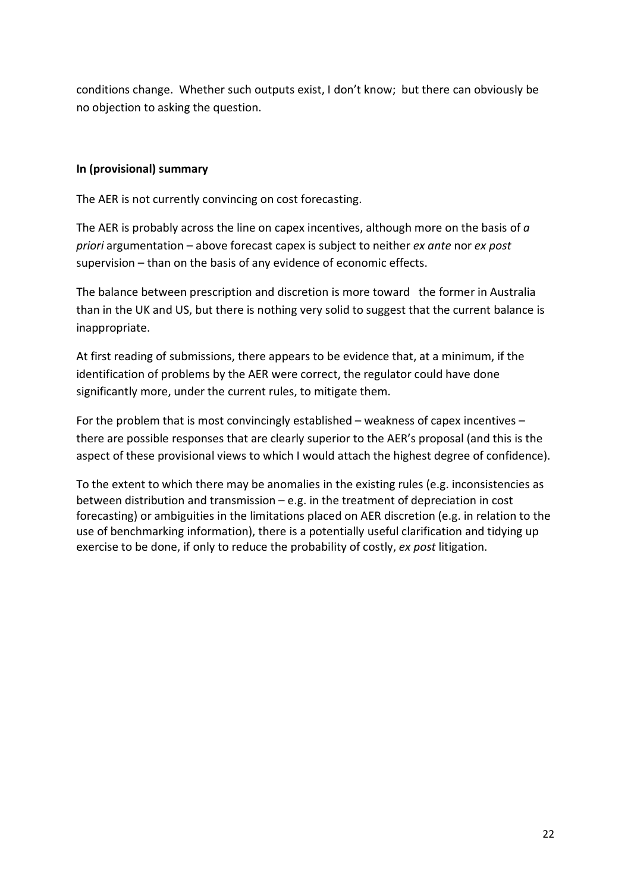conditions change. Whether such outputs exist, I don't know; but there can obviously be no objection to asking the question.

**In (provisional) summary**

The AER is not currently convincing on cost forecasting.

The AER is probably across the line on capex incentives, although more on the basis of *a priori* argumentation – above forecast capex is subject to neither *ex ante* nor *ex post* supervision – than on the basis of any evidence of economic effects.

The balance between prescription and discretion is more toward the former in Australia than in the UK and US, but there is nothing very solid to suggest that the current balance is inappropriate.

At first reading of submissions, there appears to be evidence that, at a minimum, if the identification of problems by the AER were correct, the regulator could have done significantly more, under the current rules, to mitigate them.

For the problem that is most convincingly established – weakness of capex incentives – there are possible responses that are clearly superior to the AER's proposal (and this is the aspect of these provisional views to which I would attach the highest degree of confidence).

To the extent to which there may be anomalies in the existing rules (e.g. inconsistencies as between distribution and transmission – e.g. in the treatment of depreciation in cost forecasting) or ambiguities in the limitations placed on AER discretion (e.g. in relation to the use of benchmarking information), there is a potentially useful clarification and tidying up exercise to be done, if only to reduce the probability of costly, *ex post* litigation.